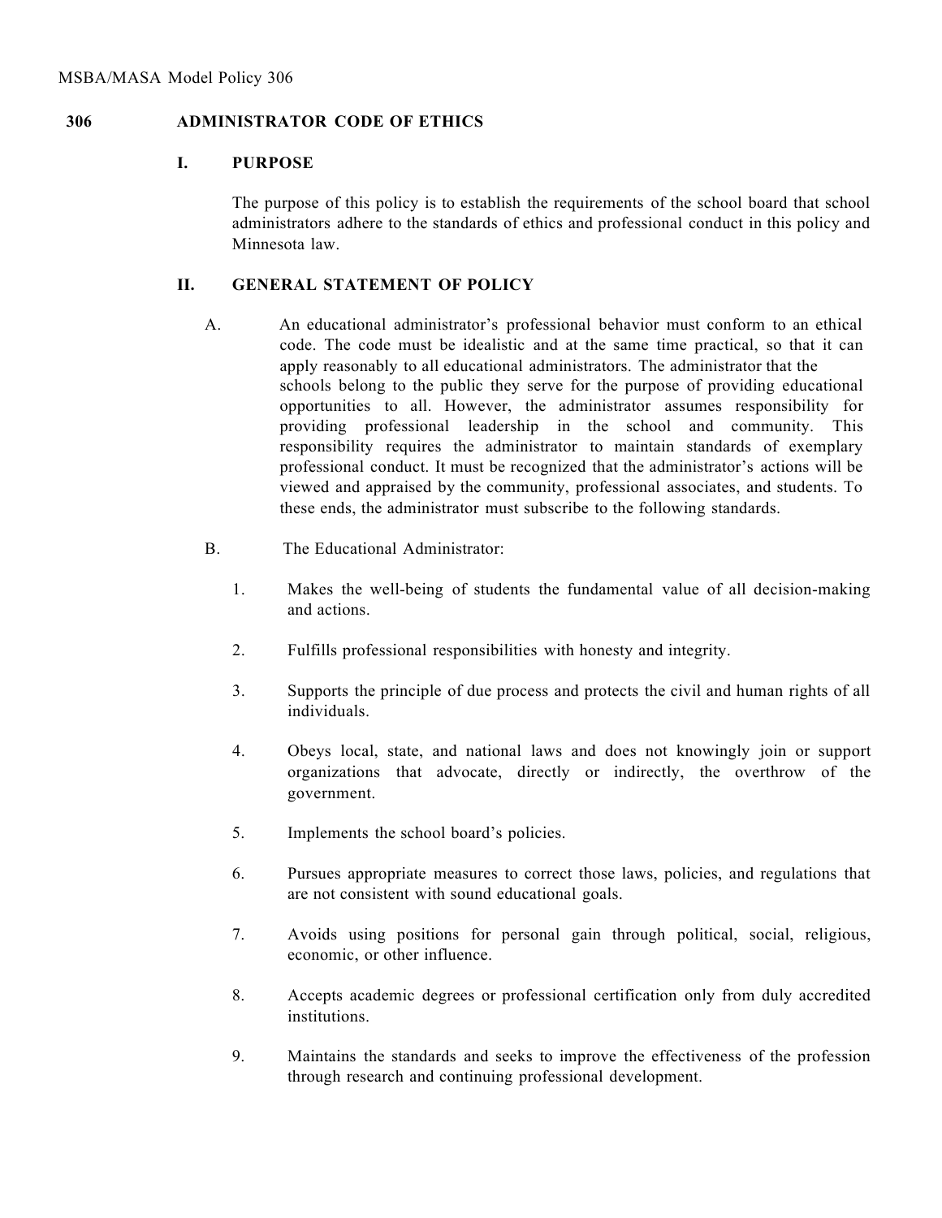MSBA/MASA Model Policy 306

# 306 ADMINISTRATOR CODE OF ETHICS

## I. PURPOSE

The purpose of this policy is to establish the requirements of the school board that school administrators adhere to the standards of ethics and professional conduct in this policy and Minnesota law.

## II. GENERAL STATEMENT OF POLICY

A. An educational administrator's professional behavior must conform to an ethical code. The code must be idealistic and at the same time practical, so that it can apply reasonably to all educational administrators. The administrator that the schools belong to the public they serve for the purpose of providing educational opportunities to all. However, the administrator assumes responsibility for providing professional leadership in the school and community. This responsibility requires the administrator to maintain standards of exemplary professional conduct. It must be recognized that the administrator's actions will be viewed and appraised by the community, professional associates, and students. To these ends, the administrator must subscribe to the following standards.

B. The Educational Administrator:

1. Makes the well-being of students the fundamental value of all decision-making and actions.
2. Fulfills professional responsibilities with honesty and integrity.
3. Supports the principle of due process and protects the civil and human rights of all individuals.
4. Obeys local, state, and national laws and does not knowingly join or support organizations that advocate, directly or indirectly, the overthrow of the government.
5. Implements the school board's policies.
6. Pursues appropriate measures to correct those laws, policies, and regulations that are not consistent with sound educational goals.
7. Avoids using positions for personal gain through political, social, religious, economic, or other influence.
8. Accepts academic degrees or professional certification only from duly accredited institutions.
9. Maintains the standards and seeks to improve the effectiveness of the profession through research and continuing professional development.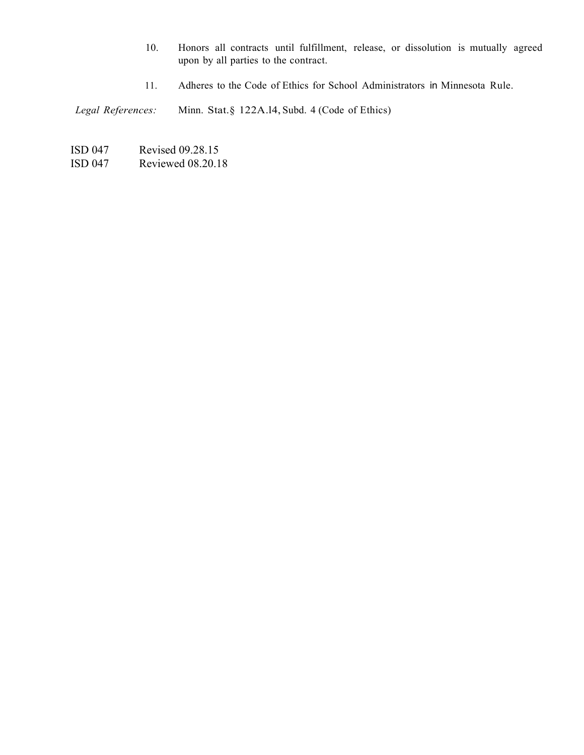10. Honors all contracts until fulfillment, release, or dissolution is mutually agreed upon by all parties to the contract.

11. Adheres to the Code of Ethics for School Administrators in Minnesota Rule.

*Legal References:* Minn. Stat.§ 122A.l4, Subd. 4 (Code of Ethics)

ISD 047 Revised 09.28.15
ISD 047 Reviewed 08.20.18